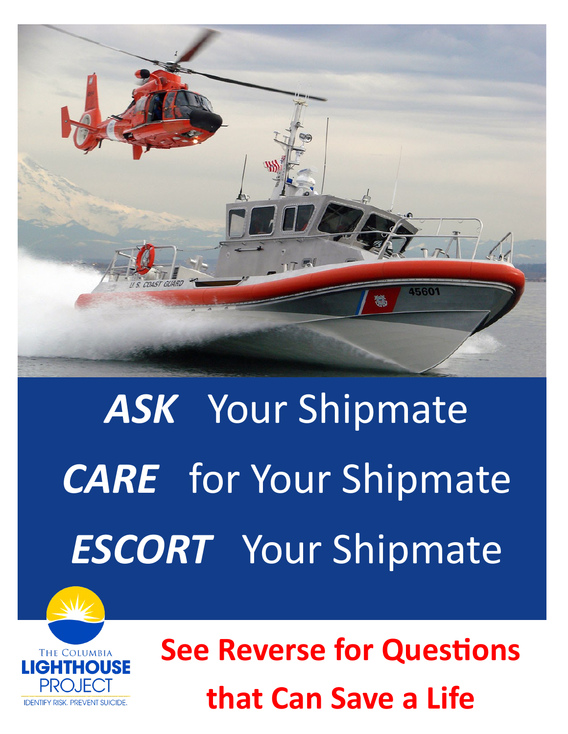***ASK*** Your Shipmate

***CARE*** for Your Shipmate

***ESCORT*** Your Shipmate

The Columbia
LIGHTHOUSE
PROJECT
IDENTIFY RISK. PREVENT SUICIDE.

**See Reverse for Questions that Can Save a Life**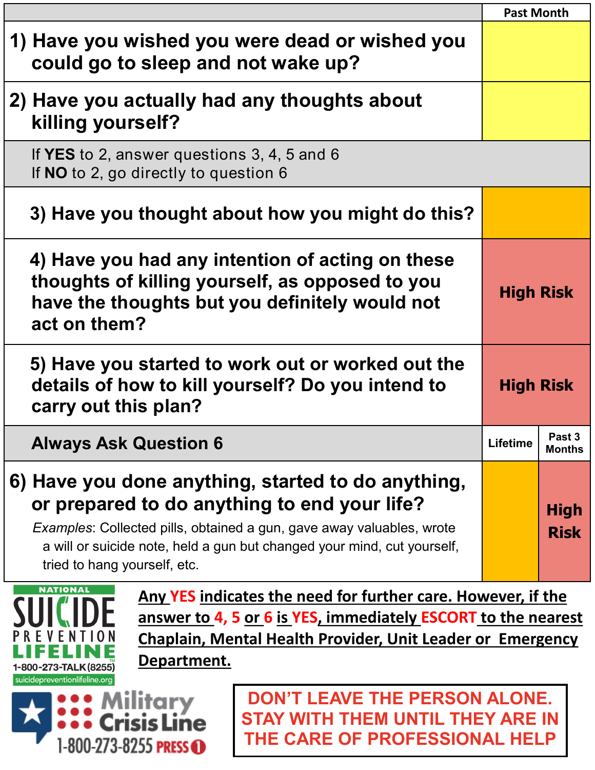| | Past Month | |
|---|---|---|
| **1) Have you wished you were dead or wished you could go to sleep and not wake up?** | | |
| **2) Have you actually had any thoughts about killing yourself?** | | |
| If **YES** to 2, answer questions 3, 4, 5 and 6<br>If **NO** to 2, go directly to question 6 | | |
| **3) Have you thought about how you might do this?** | | |
| **4) Have you had any intention of acting on these thoughts of killing yourself, as opposed to you have the thoughts but you definitely would not act on them?** | **High Risk** | |
| **5) Have you started to work out or worked out the details of how to kill yourself? Do you intend to carry out this plan?** | **High Risk** | |
| **Always Ask Question 6** | **Lifetime** | **Past 3 Months** |
| **6) Have you done anything, started to do anything, or prepared to do anything to end your life?**<br>*Examples*: Collected pills, obtained a gun, gave away valuables, wrote a will or suicide note, held a gun but changed your mind, cut yourself, tried to hang yourself, etc. | | **High Risk** |

NATIONAL SUICIDE PREVENTION LIFELINE
1-800-273-TALK (8255)
suicidepreventionlifeline.org

**Any YES indicates the need for further care. However, if the answer to 4, 5 or 6 is YES, immediately ESCORT to the nearest Chaplain, Mental Health Provider, Unit Leader or Emergency Department.**

Military Crisis Line
1-800-273-8255 PRESS 1

**DON'T LEAVE THE PERSON ALONE. STAY WITH THEM UNTIL THEY ARE IN THE CARE OF PROFESSIONAL HELP**